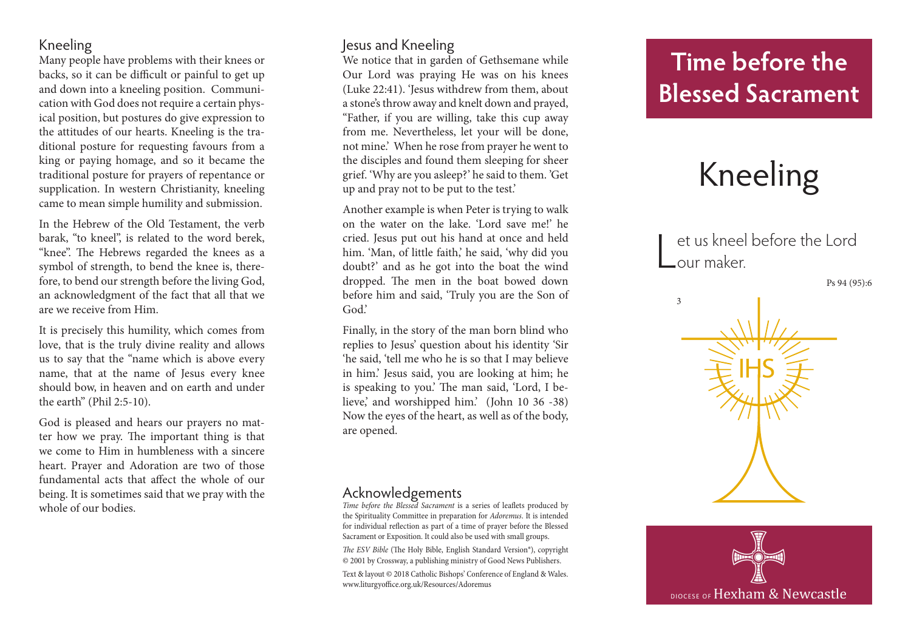## Kneeling

Many people have problems with their knees or backs, so it can be difficult or painful to get up and down into a kneeling position. Communication with God does not require a certain physical position, but postures do give expression to the attitudes of our hearts. Kneeling is the traditional posture for requesting favours from a king or paying homage, and so it became the traditional posture for prayers of repentance or supplication. In western Christianity, kneeling came to mean simple humility and submission.

In the Hebrew of the Old Testament, the verb barak, "to kneel", is related to the word berek, "knee". The Hebrews regarded the knees as a symbol of strength, to bend the knee is, therefore, to bend our strength before the living God, an acknowledgment of the fact that all that we are we receive from Him.

It is precisely this humility, which comes from love, that is the truly divine reality and allows us to say that the "name which is above every name, that at the name of Jesus every knee should bow, in heaven and on earth and under the earth" (Phil 2:5-10).

God is pleased and hears our prayers no matter how we pray. The important thing is that we come to Him in humbleness with a sincere heart. Prayer and Adoration are two of those fundamental acts that affect the whole of our being. It is sometimes said that we pray with the whole of our bodies.

## Jesus and Kneeling

We notice that in garden of Gethsemane while Our Lord was praying He was on his knees (Luke 22:41). 'Jesus withdrew from them, about a stone's throw away and knelt down and prayed, "Father, if you are willing, take this cup away from me. Nevertheless, let your will be done, not mine.' When he rose from prayer he went to the disciples and found them sleeping for sheer grief. 'Why are you asleep?' he said to them. 'Get up and pray not to be put to the test.'

Another example is when Peter is trying to walk on the water on the lake. 'Lord save me!' he cried. Jesus put out his hand at once and held him. 'Man, of little faith,' he said, 'why did you doubt?' and as he got into the boat the wind dropped. The men in the boat bowed down before him and said, 'Truly you are the Son of God.'

Finally, in the story of the man born blind who replies to Jesus' question about his identity 'Sir 'he said, 'tell me who he is so that I may believe in him.' Jesus said, you are looking at him; he is speaking to you.' The man said, 'Lord, I believe,' and worshipped him.' (John 10 36 -38) Now the eyes of the heart, as well as of the body, are opened.

## Acknowledgements

*Time before the Blessed Sacrament* is a series of leaflets produced by the Spirituality Committee in preparation for *Adoremus*. It is intended for individual reflection as part of a time of prayer before the Blessed Sacrament or Exposition. It could also be used with small groups.

*The ESV Bible* (The Holy Bible, English Standard Version®), copyright © 2001 by Crossway, a publishing ministry of Good News Publishers.

Text & layout © 2018 Catholic Bishops' Conference of England & Wales. www.liturgyoffice.org.uk/Resources/Adoremus

# Time before the Blessed Sacrament

# Kneeling

Let us kneel before the Lord our maker.

Ps 94 (95):6

3

IHS

DIOCESE OF Hexham & Newcastle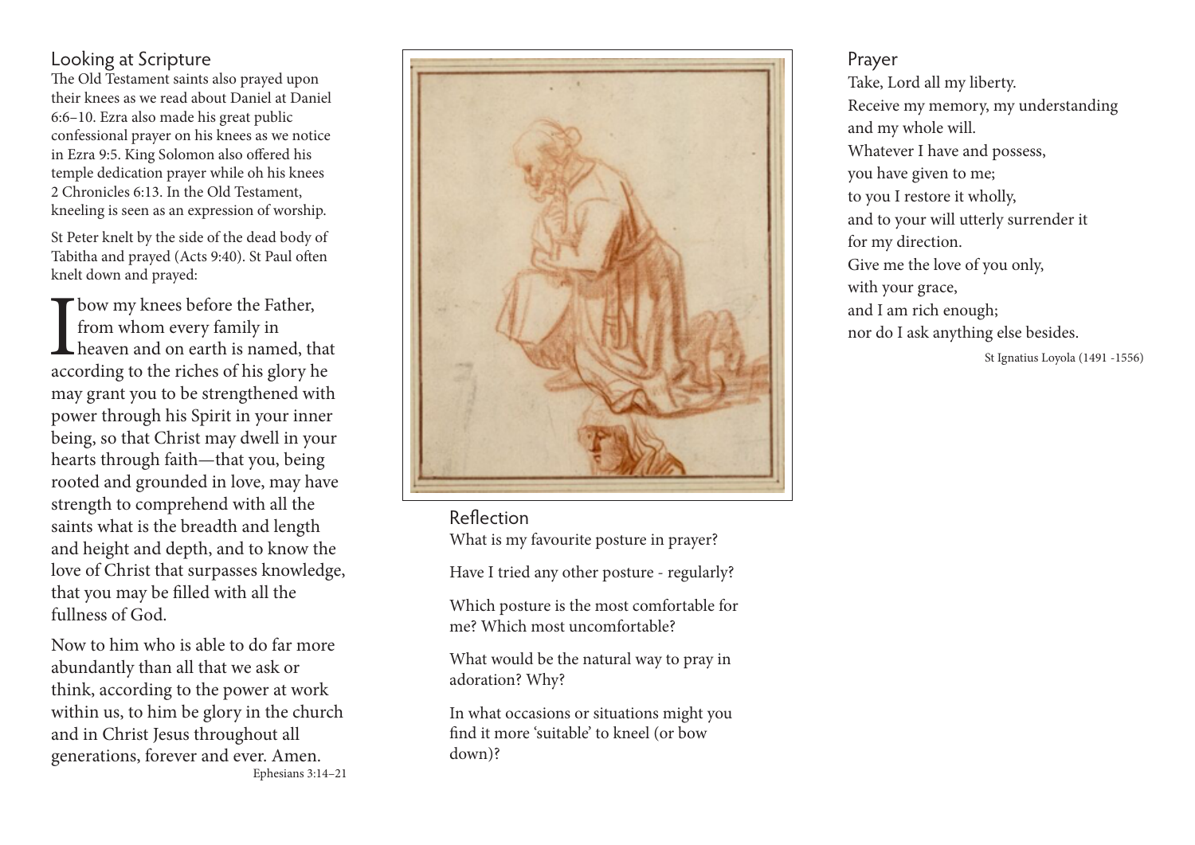## Looking at Scripture

The Old Testament saints also prayed upon their knees as we read about Daniel at Daniel 6:6–10. Ezra also made his great public confessional prayer on his knees as we notice in Ezra 9:5. King Solomon also offered his temple dedication prayer while oh his knees 2 Chronicles 6:13. In the Old Testament, kneeling is seen as an expression of worship.

St Peter knelt by the side of the dead body of Tabitha and prayed (Acts 9:40). St Paul often knelt down and prayed:

I bow my knees before the Father, from whom every family in heaven and on earth is named, that according to the riches of his glory he may grant you to be strengthened with power through his Spirit in your inner being, so that Christ may dwell in your hearts through faith—that you, being rooted and grounded in love, may have strength to comprehend with all the saints what is the breadth and length and height and depth, and to know the love of Christ that surpasses knowledge, that you may be filled with all the fullness of God.

Now to him who is able to do far more abundantly than all that we ask or think, according to the power at work within us, to him be glory in the church and in Christ Jesus throughout all generations, forever and ever. Amen.

Ephesians 3:14–21

## Reflection

What is my favourite posture in prayer?

Have I tried any other posture - regularly?

Which posture is the most comfortable for me? Which most uncomfortable?

What would be the natural way to pray in adoration? Why?

In what occasions or situations might you find it more 'suitable' to kneel (or bow down)?

## Prayer

Take, Lord all my liberty.
Receive my memory, my understanding
and my whole will.
Whatever I have and possess,
you have given to me;
to you I restore it wholly,
and to your will utterly surrender it
for my direction.
Give me the love of you only,
with your grace,
and I am rich enough;
nor do I ask anything else besides.

St Ignatius Loyola (1491 -1556)